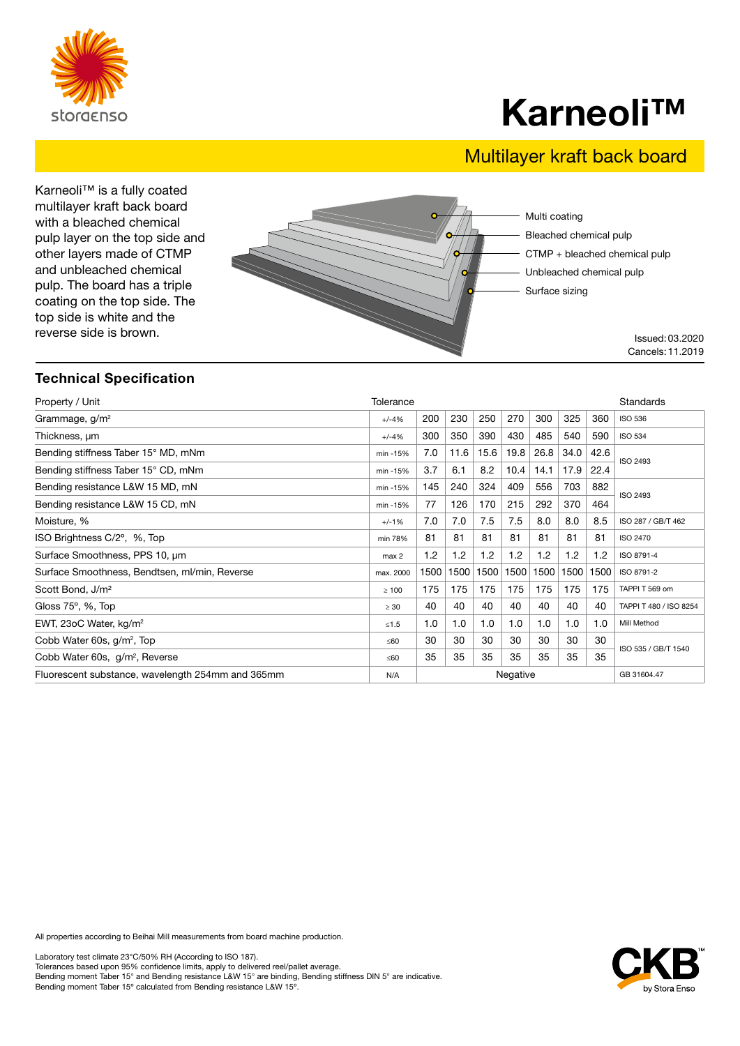storaenso

# Karneoli™

## Multilayer kraft back board

Karneoli™ is a fully coated multilayer kraft back board with a bleached chemical pulp layer on the top side and other layers made of CTMP and unbleached chemical pulp. The board has a triple coating on the top side. The top side is white and the reverse side is brown.

- Multi coating
- Bleached chemical pulp
- CTMP + bleached chemical pulp
- Unbleached chemical pulp
- Surface sizing

Issued: 03.2020
Cancels: 11.2019

## Technical Specification

| Property / Unit | Tolerance | | | | | | | | Standards |
|---|---|---|---|---|---|---|---|---|---|
| Grammage, g/m² | +/-4% | 200 | 230 | 250 | 270 | 300 | 325 | 360 | ISO 536 |
| Thickness, µm | +/-4% | 300 | 350 | 390 | 430 | 485 | 540 | 590 | ISO 534 |
| Bending stiffness Taber 15° MD, mNm | min -15% | 7.0 | 11.6 | 15.6 | 19.8 | 26.8 | 34.0 | 42.6 | ISO 2493 |
| Bending stiffness Taber 15° CD, mNm | min -15% | 3.7 | 6.1 | 8.2 | 10.4 | 14.1 | 17.9 | 22.4 | |
| Bending resistance L&W 15 MD, mN | min -15% | 145 | 240 | 324 | 409 | 556 | 703 | 882 | ISO 2493 |
| Bending resistance L&W 15 CD, mN | min -15% | 77 | 126 | 170 | 215 | 292 | 370 | 464 | |
| Moisture, % | +/-1% | 7.0 | 7.0 | 7.5 | 7.5 | 8.0 | 8.0 | 8.5 | ISO 287 / GB/T 462 |
| ISO Brightness C/2°, %, Top | min 78% | 81 | 81 | 81 | 81 | 81 | 81 | 81 | ISO 2470 |
| Surface Smoothness, PPS 10, µm | max 2 | 1.2 | 1.2 | 1.2 | 1.2 | 1.2 | 1.2 | 1.2 | ISO 8791-4 |
| Surface Smoothness, Bendtsen, ml/min, Reverse | max. 2000 | 1500 | 1500 | 1500 | 1500 | 1500 | 1500 | 1500 | ISO 8791-2 |
| Scott Bond, J/m² | ≥ 100 | 175 | 175 | 175 | 175 | 175 | 175 | 175 | TAPPI T 569 om |
| Gloss 75°, %, Top | ≥ 30 | 40 | 40 | 40 | 40 | 40 | 40 | 40 | TAPPI T 480 / ISO 8254 |
| EWT, 23oC Water, kg/m² | ≤1.5 | 1.0 | 1.0 | 1.0 | 1.0 | 1.0 | 1.0 | 1.0 | Mill Method |
| Cobb Water 60s, g/m², Top | ≤60 | 30 | 30 | 30 | 30 | 30 | 30 | 30 | ISO 535 / GB/T 1540 |
| Cobb Water 60s, g/m², Reverse | ≤60 | 35 | 35 | 35 | 35 | 35 | 35 | 35 | |
| Fluorescent substance, wavelength 254mm and 365mm | N/A | Negative | | | | | | | GB 31604.47 |

All properties according to Beihai Mill measurements from board machine production.

Laboratory test climate 23°C/50% RH (According to ISO 187).
Tolerances based upon 95% confidence limits, apply to delivered reel/pallet average.
Bending moment Taber 15° and Bending resistance L&W 15° are binding, Bending stiffness DIN 5° are indicative.
Bending moment Taber 15° calculated from Bending resistance L&W 15°.

CKB™ by Stora Enso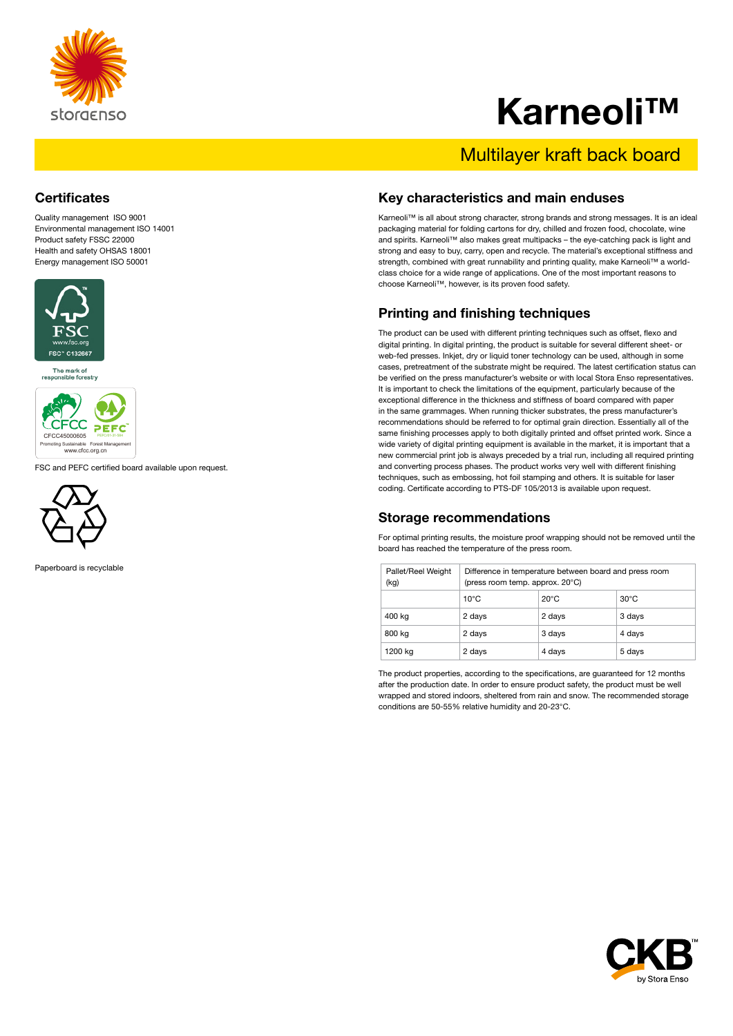# Karneoli™

## Multilayer kraft back board

## Certificates

Quality management ISO 9001
Environmental management ISO 14001
Product safety FSSC 22000
Health and safety OHSAS 18001
Energy management ISO 50001

FSC® C132667
The mark of responsible forestry

CFCC45000605 PEFC
Promoting Sustainable Forest Management
www.cfcc.org.cn

FSC and PEFC certified board available upon request.

Paperboard is recyclable

## Key characteristics and main enduses

Karneoli™ is all about strong character, strong brands and strong messages. It is an ideal packaging material for folding cartons for dry, chilled and frozen food, chocolate, wine and spirits. Karneoli™ also makes great multipacks – the eye-catching pack is light and strong and easy to buy, carry, open and recycle. The material's exceptional stiffness and strength, combined with great runnability and printing quality, make Karneoli™ a world-class choice for a wide range of applications. One of the most important reasons to choose Karneoli™, however, is its proven food safety.

## Printing and finishing techniques

The product can be used with different printing techniques such as offset, flexo and digital printing. In digital printing, the product is suitable for several different sheet- or web-fed presses. Inkjet, dry or liquid toner technology can be used, although in some cases, pretreatment of the substrate might be required. The latest certification status can be verified on the press manufacturer's website or with local Stora Enso representatives. It is important to check the limitations of the equipment, particularly because of the exceptional difference in the thickness and stiffness of board compared with paper in the same grammages. When running thicker substrates, the press manufacturer's recommendations should be referred to for optimal grain direction. Essentially all of the same finishing processes apply to both digitally printed and offset printed work. Since a wide variety of digital printing equipment is available in the market, it is important that a new commercial print job is always preceded by a trial run, including all required printing and converting process phases. The product works very well with different finishing techniques, such as embossing, hot foil stamping and others. It is suitable for laser coding. Certificate according to PTS-DF 105/2013 is available upon request.

## Storage recommendations

For optimal printing results, the moisture proof wrapping should not be removed until the board has reached the temperature of the press room.

| Pallet/Reel Weight (kg) | Difference in temperature between board and press room (press room temp. approx. 20°C) | | |
|---|---|---|---|
| | 10°C | 20°C | 30°C |
| 400 kg | 2 days | 2 days | 3 days |
| 800 kg | 2 days | 3 days | 4 days |
| 1200 kg | 2 days | 4 days | 5 days |

The product properties, according to the specifications, are guaranteed for 12 months after the production date. In order to ensure product safety, the product must be well wrapped and stored indoors, sheltered from rain and snow. The recommended storage conditions are 50-55% relative humidity and 20-23°C.